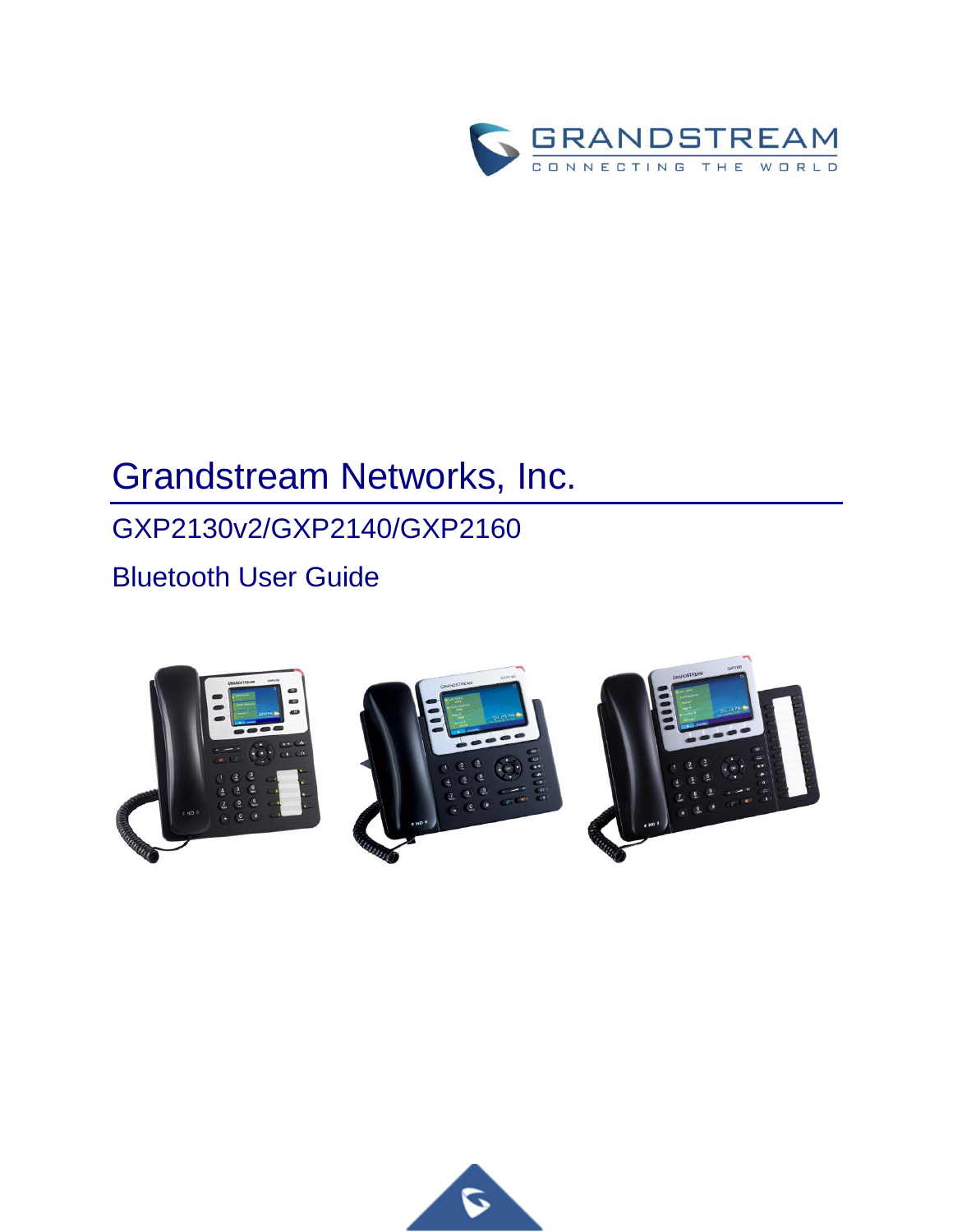GRANDSTREAM

CONNECTING THE WORLD

# Grandstream Networks, Inc.

GXP2130v2/GXP2140/GXP2160

Bluetooth User Guide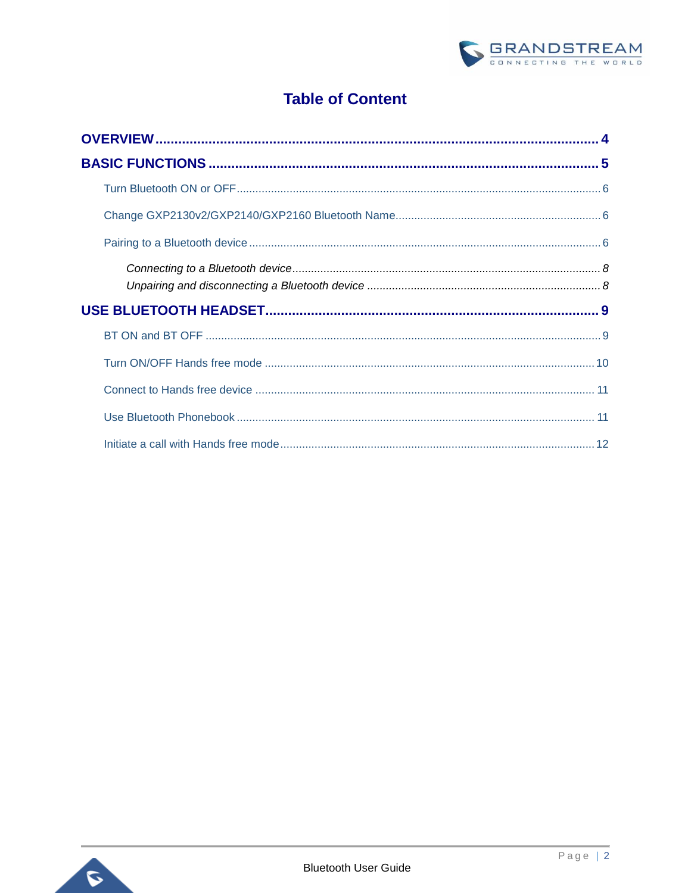# Table of Content

**OVERVIEW** ........................................................................................................ **4**

**BASIC FUNCTIONS** ........................................................................................... **5**

- Turn Bluetooth ON or OFF ........................................................................................ 6
- Change GXP2130v2/GXP2140/GXP2160 Bluetooth Name ....................................... 6
- Pairing to a Bluetooth device ..................................................................................... 6
  - *Connecting to a Bluetooth device* ....................................................................... *8*
  - *Unpairing and disconnecting a Bluetooth device* ................................................ *8*

**USE BLUETOOTH HEADSET** ............................................................................ **9**

- BT ON and BT OFF ................................................................................................... 9
- Turn ON/OFF Hands free mode ............................................................................... 10
- Connect to Hands free device .................................................................................. 11
- Use Bluetooth Phonebook ........................................................................................ 11
- Initiate a call with Hands free mode .......................................................................... 12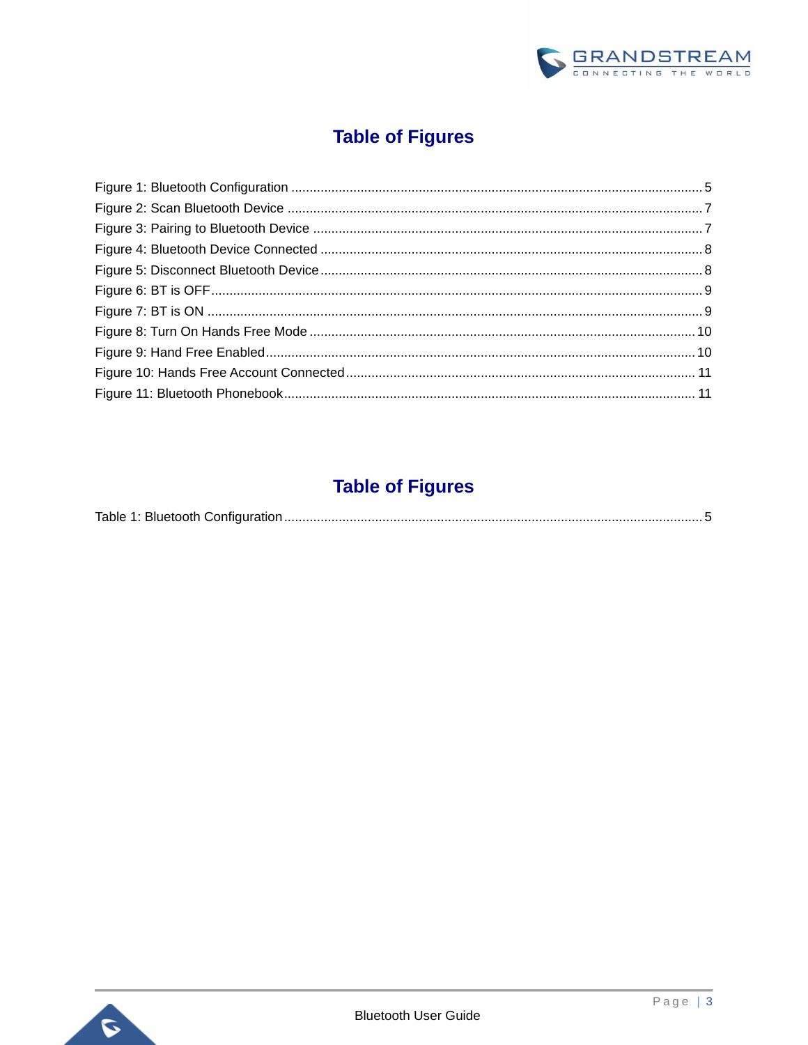# Table of Figures

Figure 1: Bluetooth Configuration ................................................................................................................ 5
Figure 2: Scan Bluetooth Device ................................................................................................................. 7
Figure 3: Pairing to Bluetooth Device .......................................................................................................... 7
Figure 4: Bluetooth Device Connected ........................................................................................................ 8
Figure 5: Disconnect Bluetooth Device ........................................................................................................ 8
Figure 6: BT is OFF ...................................................................................................................................... 9
Figure 7: BT is ON ....................................................................................................................................... 9
Figure 8: Turn On Hands Free Mode ......................................................................................................... 10
Figure 9: Hand Free Enabled ..................................................................................................................... 10
Figure 10: Hands Free Account Connected ............................................................................................... 11
Figure 11: Bluetooth Phonebook ................................................................................................................ 11

# Table of Figures

Table 1: Bluetooth Configuration .................................................................................................................. 5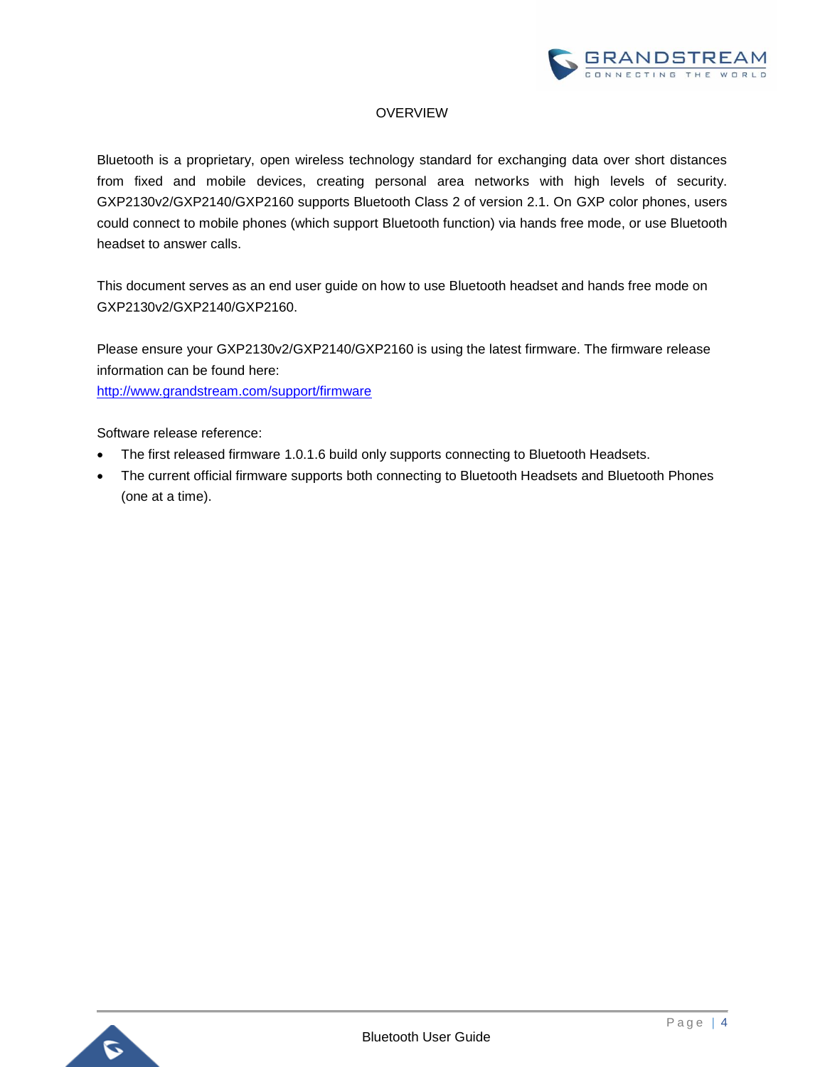# OVERVIEW

Bluetooth is a proprietary, open wireless technology standard for exchanging data over short distances from fixed and mobile devices, creating personal area networks with high levels of security. GXP2130v2/GXP2140/GXP2160 supports Bluetooth Class 2 of version 2.1. On GXP color phones, users could connect to mobile phones (which support Bluetooth function) via hands free mode, or use Bluetooth headset to answer calls.

This document serves as an end user guide on how to use Bluetooth headset and hands free mode on GXP2130v2/GXP2140/GXP2160.

Please ensure your GXP2130v2/GXP2140/GXP2160 is using the latest firmware. The firmware release information can be found here:
http://www.grandstream.com/support/firmware

Software release reference:

- The first released firmware 1.0.1.6 build only supports connecting to Bluetooth Headsets.
- The current official firmware supports both connecting to Bluetooth Headsets and Bluetooth Phones (one at a time).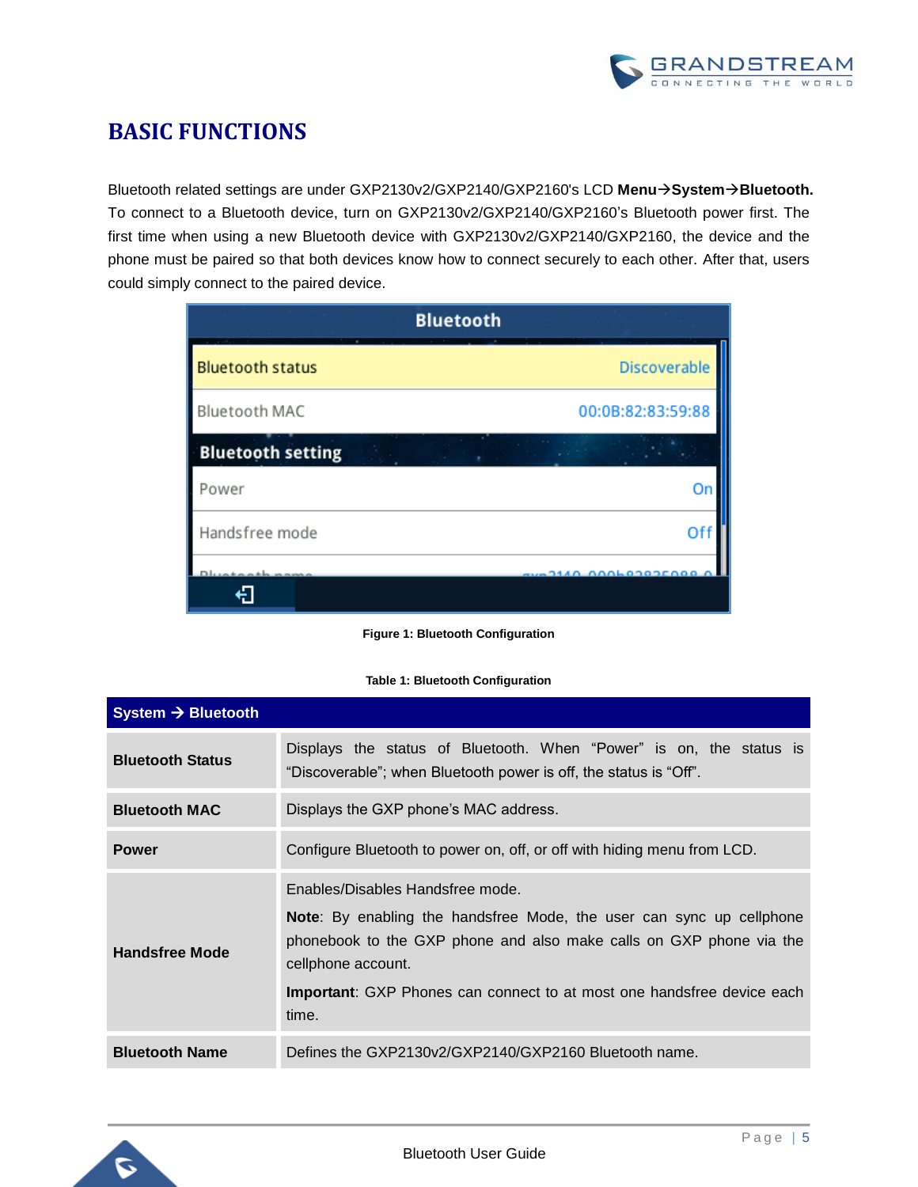# BASIC FUNCTIONS

Bluetooth related settings are under GXP2130v2/GXP2140/GXP2160's LCD **Menu→System→Bluetooth.** To connect to a Bluetooth device, turn on GXP2130v2/GXP2140/GXP2160's Bluetooth power first. The first time when using a new Bluetooth device with GXP2130v2/GXP2140/GXP2160, the device and the phone must be paired so that both devices know how to connect securely to each other. After that, users could simply connect to the paired device.

**Figure 1: Bluetooth Configuration**

**Table 1: Bluetooth Configuration**

| System → Bluetooth | |
|---|---|
| **Bluetooth Status** | Displays the status of Bluetooth. When "Power" is on, the status is "Discoverable"; when Bluetooth power is off, the status is "Off". |
| **Bluetooth MAC** | Displays the GXP phone's MAC address. |
| **Power** | Configure Bluetooth to power on, off, or off with hiding menu from LCD. |
| **Handsfree Mode** | Enables/Disables Handsfree mode.<br>**Note**: By enabling the handsfree Mode, the user can sync up cellphone phonebook to the GXP phone and also make calls on GXP phone via the cellphone account.<br>**Important**: GXP Phones can connect to at most one handsfree device each time. |
| **Bluetooth Name** | Defines the GXP2130v2/GXP2140/GXP2160 Bluetooth name. |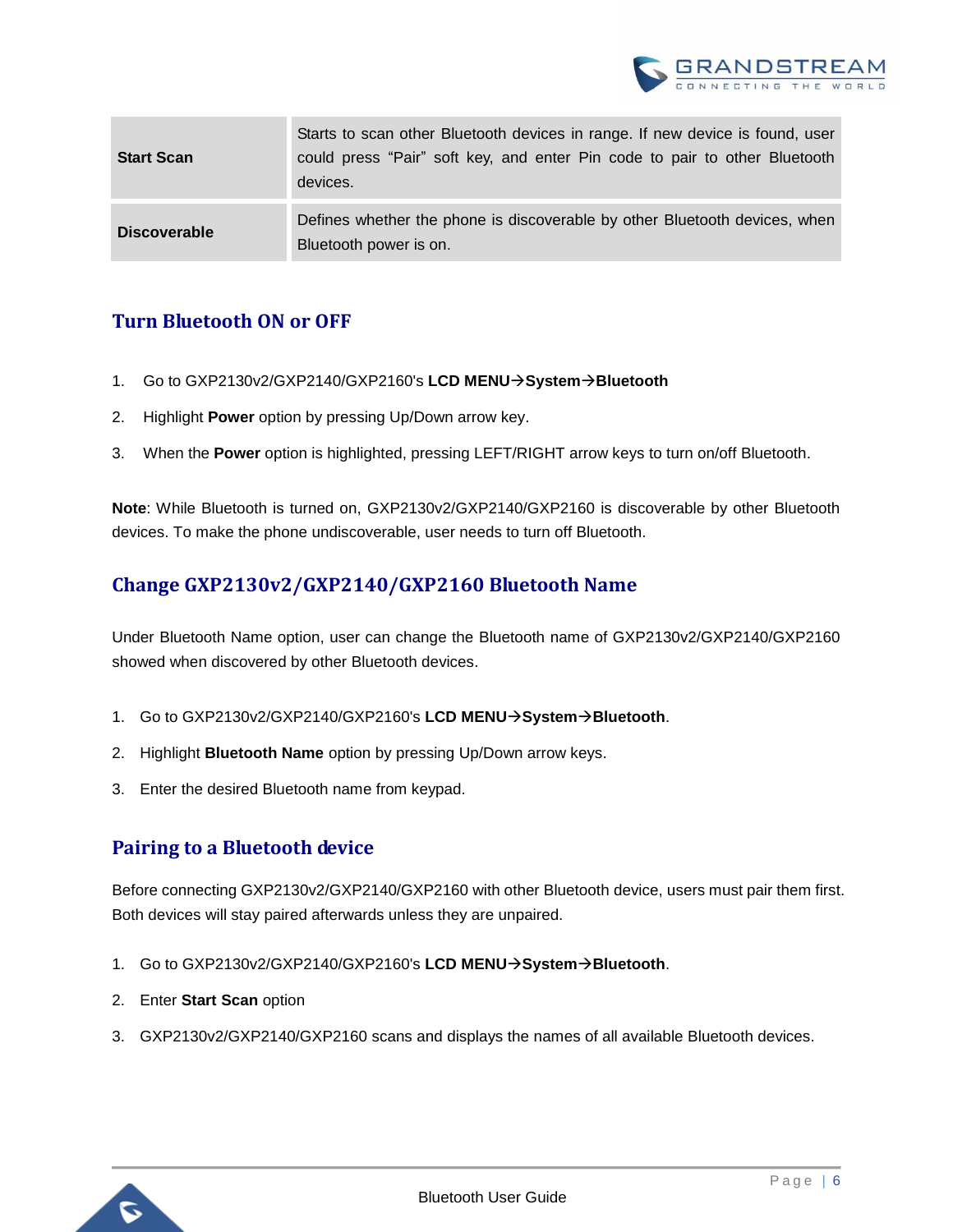| **Start Scan** | Starts to scan other Bluetooth devices in range. If new device is found, user could press "Pair" soft key, and enter Pin code to pair to other Bluetooth devices. |
|---|---|
| **Discoverable** | Defines whether the phone is discoverable by other Bluetooth devices, when Bluetooth power is on. |

## Turn Bluetooth ON or OFF

1. Go to GXP2130v2/GXP2140/GXP2160's **LCD MENU→System→Bluetooth**
2. Highlight **Power** option by pressing Up/Down arrow key.
3. When the **Power** option is highlighted, pressing LEFT/RIGHT arrow keys to turn on/off Bluetooth.

**Note**: While Bluetooth is turned on, GXP2130v2/GXP2140/GXP2160 is discoverable by other Bluetooth devices. To make the phone undiscoverable, user needs to turn off Bluetooth.

## Change GXP2130v2/GXP2140/GXP2160 Bluetooth Name

Under Bluetooth Name option, user can change the Bluetooth name of GXP2130v2/GXP2140/GXP2160 showed when discovered by other Bluetooth devices.

1. Go to GXP2130v2/GXP2140/GXP2160's **LCD MENU→System→Bluetooth**.
2. Highlight **Bluetooth Name** option by pressing Up/Down arrow keys.
3. Enter the desired Bluetooth name from keypad.

## Pairing to a Bluetooth device

Before connecting GXP2130v2/GXP2140/GXP2160 with other Bluetooth device, users must pair them first. Both devices will stay paired afterwards unless they are unpaired.

1. Go to GXP2130v2/GXP2140/GXP2160's **LCD MENU→System→Bluetooth**.
2. Enter **Start Scan** option
3. GXP2130v2/GXP2140/GXP2160 scans and displays the names of all available Bluetooth devices.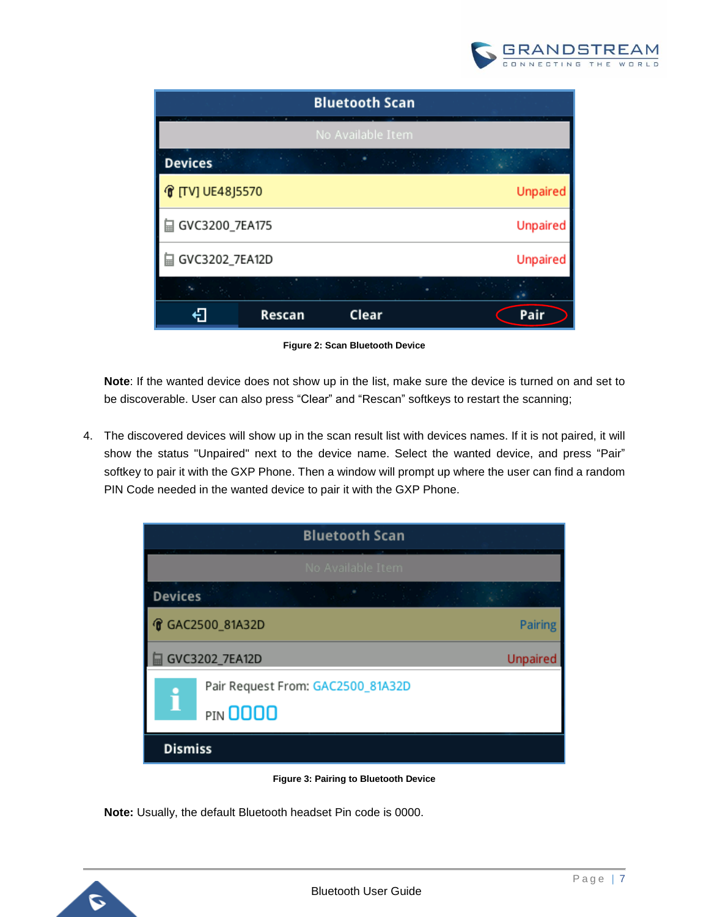**Figure 2: Scan Bluetooth Device**

**Note**: If the wanted device does not show up in the list, make sure the device is turned on and set to be discoverable. User can also press “Clear” and “Rescan” softkeys to restart the scanning;

4. The discovered devices will show up in the scan result list with devices names. If it is not paired, it will show the status "Unpaired" next to the device name. Select the wanted device, and press “Pair” softkey to pair it with the GXP Phone. Then a window will prompt up where the user can find a random PIN Code needed in the wanted device to pair it with the GXP Phone.

**Figure 3: Pairing to Bluetooth Device**

**Note:** Usually, the default Bluetooth headset Pin code is 0000.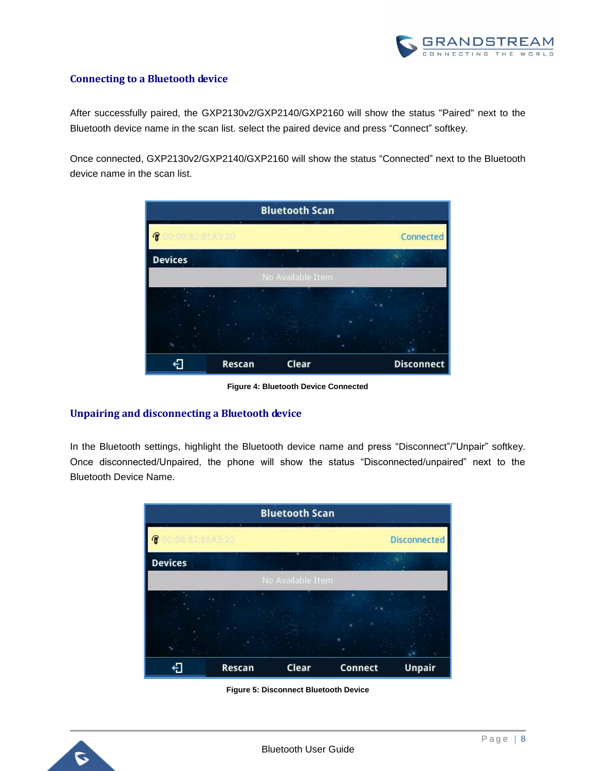## Connecting to a Bluetooth device

After successfully paired, the GXP2130v2/GXP2140/GXP2160 will show the status "Paired" next to the Bluetooth device name in the scan list. select the paired device and press “Connect” softkey.

Once connected, GXP2130v2/GXP2140/GXP2160 will show the status “Connected” next to the Bluetooth device name in the scan list.

**Figure 4: Bluetooth Device Connected**

## Unpairing and disconnecting a Bluetooth device

In the Bluetooth settings, highlight the Bluetooth device name and press “Disconnect”/”Unpair” softkey. Once disconnected/Unpaired, the phone will show the status “Disconnected/unpaired” next to the Bluetooth Device Name.

**Figure 5: Disconnect Bluetooth Device**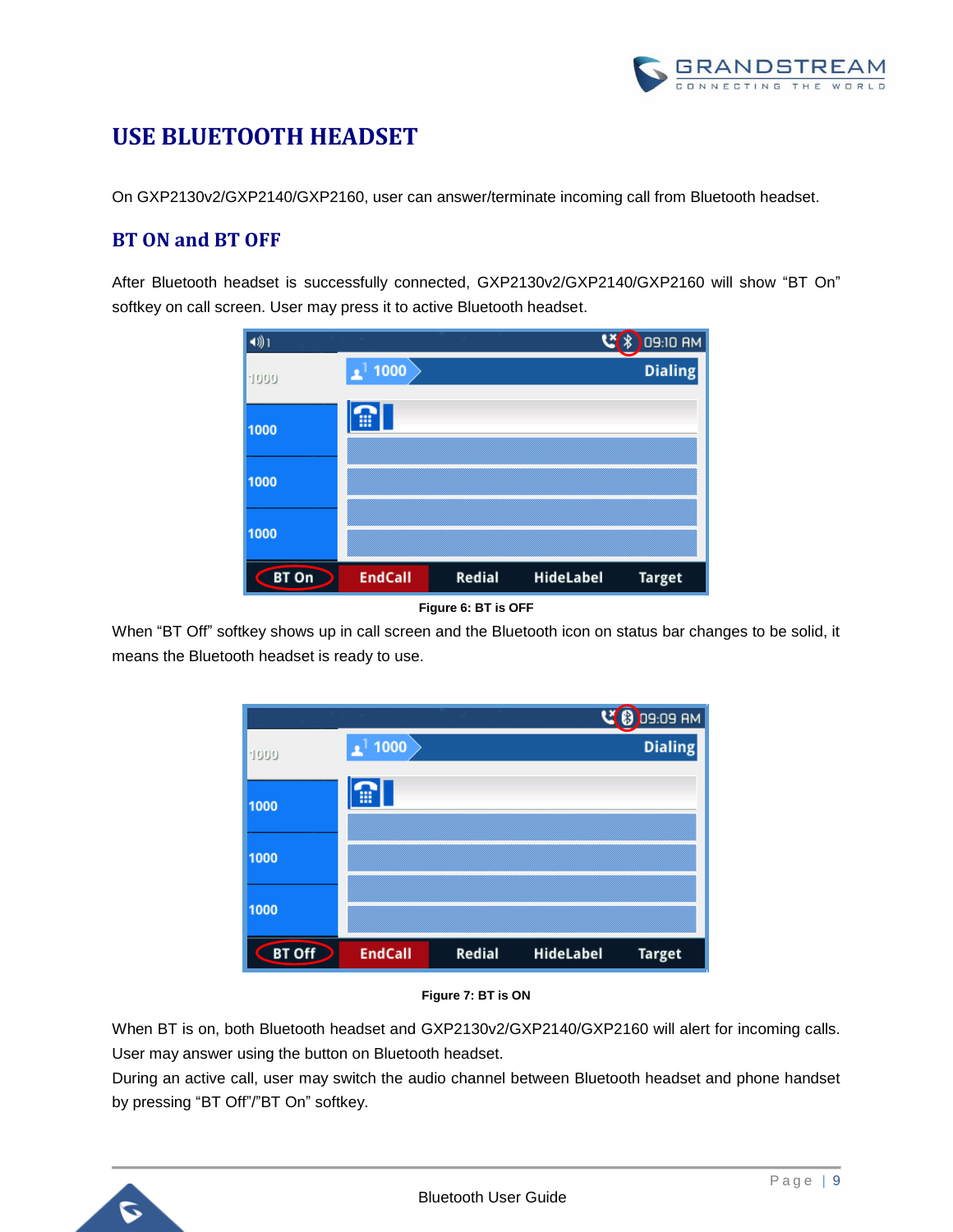# USE BLUETOOTH HEADSET

On GXP2130v2/GXP2140/GXP2160, user can answer/terminate incoming call from Bluetooth headset.

## BT ON and BT OFF

After Bluetooth headset is successfully connected, GXP2130v2/GXP2140/GXP2160 will show “BT On” softkey on call screen. User may press it to active Bluetooth headset.

**Figure 6: BT is OFF**

When “BT Off” softkey shows up in call screen and the Bluetooth icon on status bar changes to be solid, it means the Bluetooth headset is ready to use.

**Figure 7: BT is ON**

When BT is on, both Bluetooth headset and GXP2130v2/GXP2140/GXP2160 will alert for incoming calls. User may answer using the button on Bluetooth headset.

During an active call, user may switch the audio channel between Bluetooth headset and phone handset by pressing “BT Off”/”BT On” softkey.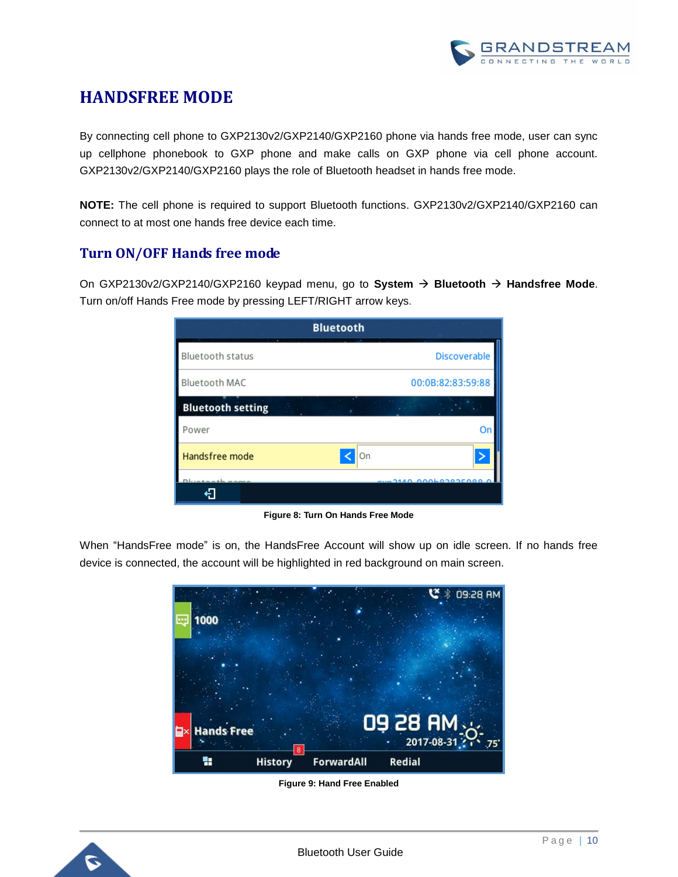# HANDSFREE MODE

By connecting cell phone to GXP2130v2/GXP2140/GXP2160 phone via hands free mode, user can sync up cellphone phonebook to GXP phone and make calls on GXP phone via cell phone account. GXP2130v2/GXP2140/GXP2160 plays the role of Bluetooth headset in hands free mode.

**NOTE:** The cell phone is required to support Bluetooth functions. GXP2130v2/GXP2140/GXP2160 can connect to at most one hands free device each time.

## Turn ON/OFF Hands free mode

On GXP2130v2/GXP2140/GXP2160 keypad menu, go to **System** → **Bluetooth** → **Handsfree Mode**. Turn on/off Hands Free mode by pressing LEFT/RIGHT arrow keys.

**Figure 8: Turn On Hands Free Mode**

When "HandsFree mode" is on, the HandsFree Account will show up on idle screen. If no hands free device is connected, the account will be highlighted in red background on main screen.

**Figure 9: Hand Free Enabled**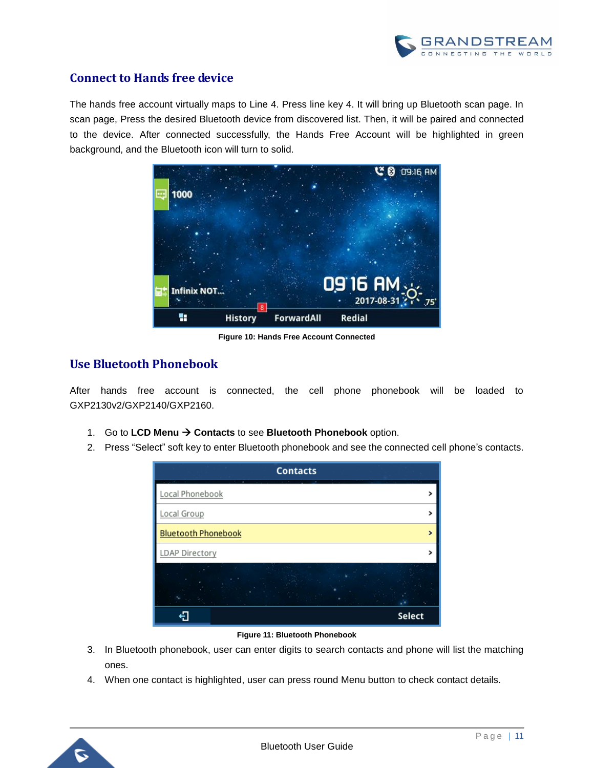## Connect to Hands free device

The hands free account virtually maps to Line 4. Press line key 4. It will bring up Bluetooth scan page. In scan page, Press the desired Bluetooth device from discovered list. Then, it will be paired and connected to the device. After connected successfully, the Hands Free Account will be highlighted in green background, and the Bluetooth icon will turn to solid.

**Figure 10: Hands Free Account Connected**

## Use Bluetooth Phonebook

After hands free account is connected, the cell phone phonebook will be loaded to GXP2130v2/GXP2140/GXP2160.

1. Go to **LCD Menu → Contacts** to see **Bluetooth Phonebook** option.
2. Press “Select” soft key to enter Bluetooth phonebook and see the connected cell phone’s contacts.

**Figure 11: Bluetooth Phonebook**

3. In Bluetooth phonebook, user can enter digits to search contacts and phone will list the matching ones.
4. When one contact is highlighted, user can press round Menu button to check contact details.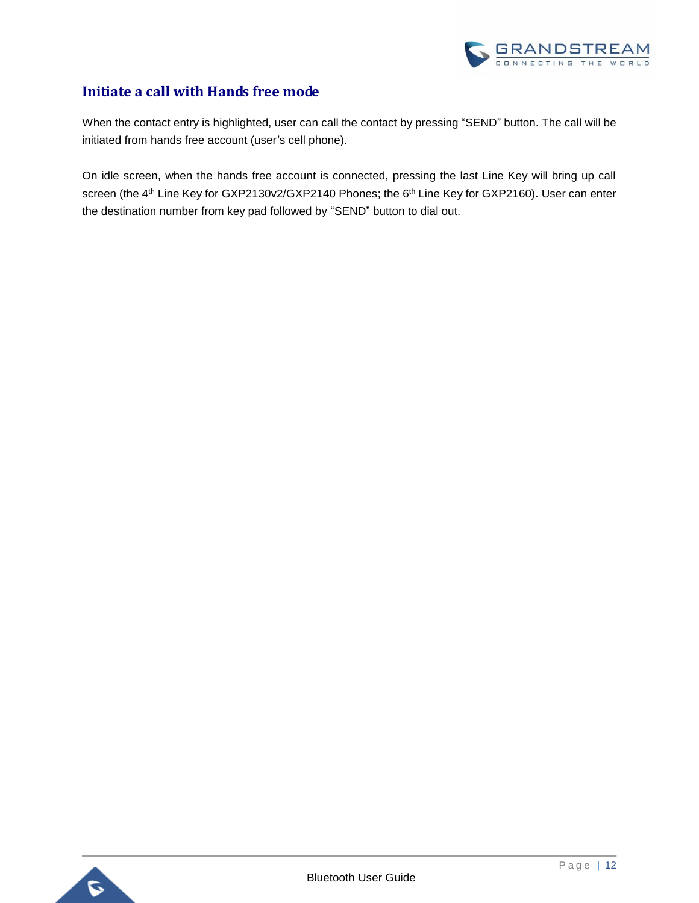## Initiate a call with Hands free mode

When the contact entry is highlighted, user can call the contact by pressing “SEND” button. The call will be initiated from hands free account (user’s cell phone).

On idle screen, when the hands free account is connected, pressing the last Line Key will bring up call screen (the 4th Line Key for GXP2130v2/GXP2140 Phones; the 6th Line Key for GXP2160). User can enter the destination number from key pad followed by “SEND” button to dial out.